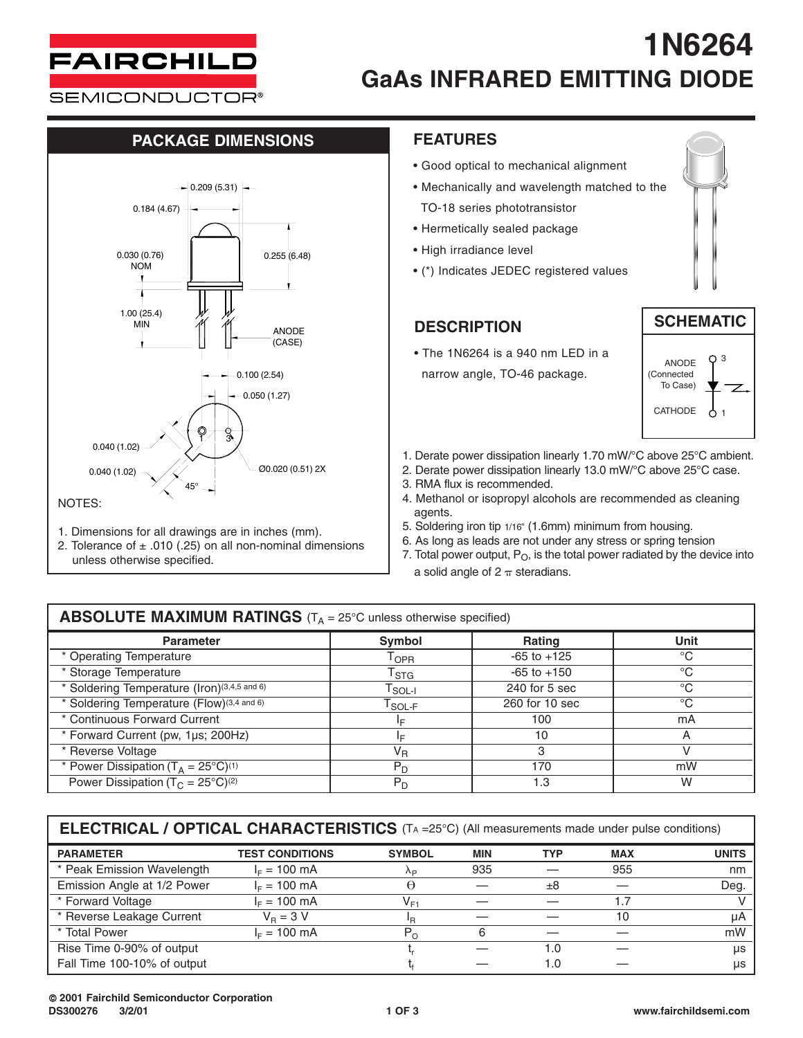# 1N6264

## GaAs INFRARED EMITTING DIODE

FAIRCHILD SEMICONDUCTOR®

## PACKAGE DIMENSIONS

0.209 (5.31)
0.184 (4.67)
0.030 (0.76) NOM
0.255 (6.48)
1.00 (25.4) MIN
ANODE (CASE)
0.100 (2.54)
0.050 (1.27)
0.040 (1.02)
0.040 (1.02)
Ø0.020 (0.51) 2X
45°

NOTES:

1. Dimensions for all drawings are in inches (mm).
2. Tolerance of ± .010 (.25) on all non-nominal dimensions unless otherwise specified.

## FEATURES

- Good optical to mechanical alignment
- Mechanically and wavelength matched to the TO-18 series phototransistor
- Hermetically sealed package
- High irradiance level
- (*) Indicates JEDEC registered values

## DESCRIPTION

- The 1N6264 is a 940 nm LED in a narrow angle, TO-46 package.

## SCHEMATIC

ANODE (Connected To Case) 3
CATHODE 1

1. Derate power dissipation linearly 1.70 mW/°C above 25°C ambient.
2. Derate power dissipation linearly 13.0 mW/°C above 25°C case.
3. RMA flux is recommended.
4. Methanol or isopropyl alcohols are recommended as cleaning agents.
5. Soldering iron tip 1/16" (1.6mm) minimum from housing.
6. As long as leads are not under any stress or spring tension
7. Total power output, $P_O$, is the total power radiated by the device into a solid angle of 2 π steradians.

## ABSOLUTE MAXIMUM RATINGS ($T_A$ = 25°C unless otherwise specified)

| Parameter | Symbol | Rating | Unit |
|---|---|---|---|
| * Operating Temperature | $T_{OPR}$ | -65 to +125 | °C |
| * Storage Temperature | $T_{STG}$ | -65 to +150 | °C |
| * Soldering Temperature (Iron)(3,4,5 and 6) | $T_{SOL-I}$ | 240 for 5 sec | °C |
| * Soldering Temperature (Flow)(3,4 and 6) | $T_{SOL-F}$ | 260 for 10 sec | °C |
| * Continuous Forward Current | $I_F$ | 100 | mA |
| * Forward Current (pw, 1µs; 200Hz) | $I_F$ | 10 | A |
| * Reverse Voltage | $V_R$ | 3 | V |
| * Power Dissipation ($T_A$ = 25°C)(1) | $P_D$ | 170 | mW |
| Power Dissipation ($T_C$ = 25°C)(2) | $P_D$ | 1.3 | W |

## ELECTRICAL / OPTICAL CHARACTERISTICS ($T_A$ =25°C) (All measurements made under pulse conditions)

| PARAMETER | TEST CONDITIONS | SYMBOL | MIN | TYP | MAX | UNITS |
|---|---|---|---|---|---|---|
| * Peak Emission Wavelength | $I_F$ = 100 mA | $\lambda_P$ | 935 | — | 955 | nm |
| Emission Angle at 1/2 Power | $I_F$ = 100 mA | Θ | — | ±8 | — | Deg. |
| * Forward Voltage | $I_F$ = 100 mA | $V_{F1}$ | — | — | 1.7 | V |
| * Reverse Leakage Current | $V_R$ = 3 V | $I_R$ | — | — | 10 | µA |
| * Total Power | $I_F$ = 100 mA | $P_O$ | 6 | — | — | mW |
| Rise Time 0-90% of output | | $t_r$ | — | 1.0 | — | µs |
| Fall Time 100-10% of output | | $t_f$ | — | 1.0 | — | µs |

© 2001 Fairchild Semiconductor Corporation
DS300276 3/2/01
www.fairchildsemi.com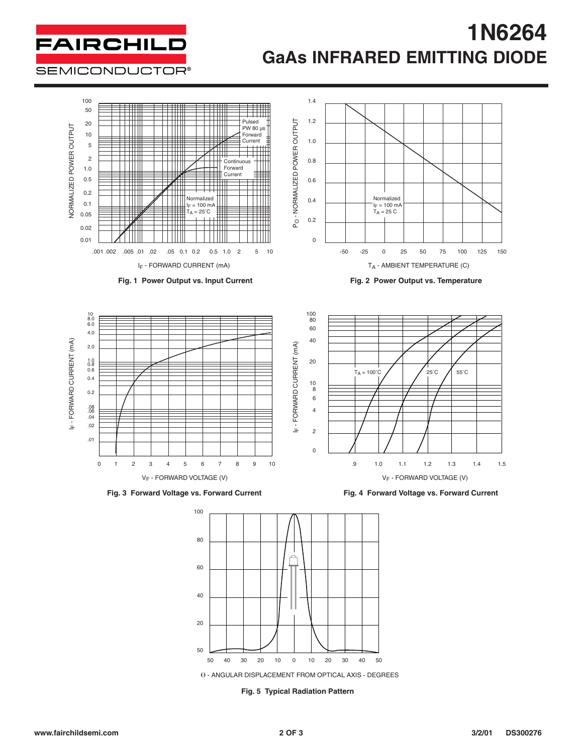# 1N6264

## GaAs INFRARED EMITTING DIODE

Pulsed PW 80 µs Forward Current

Continuous Forward Current

Normalized $I_F$ = 100 mA $T_A$ = 25°C

NORMALIZED POWER OUTPUT

$I_F$ - FORWARD CURRENT (mA)

**Fig. 1 Power Output vs. Input Current**

Normalized $I_F$ = 100 mA $T_A$ = 25 C

$P_O$ - NORMALIZED POWER OUTPUT

$T_A$ - AMBIENT TEMPERATURE (C)

**Fig. 2 Power Output vs. Temperature**

$I_F$ - FORWARD CURRENT (mA)

$V_F$ - FORWARD VOLTAGE (V)

**Fig. 3 Forward Voltage vs. Forward Current**

$T_A$ = 100˚C 25˚C 55˚C

$I_F$ - FORWARD CURRENT (mA)

$V_F$ - FORWARD VOLTAGE (V)

**Fig. 4 Forward Voltage vs. Forward Current**

Θ - ANGULAR DISPLACEMENT FROM OPTICAL AXIS - DEGREES

**Fig. 5 Typical Radiation Pattern**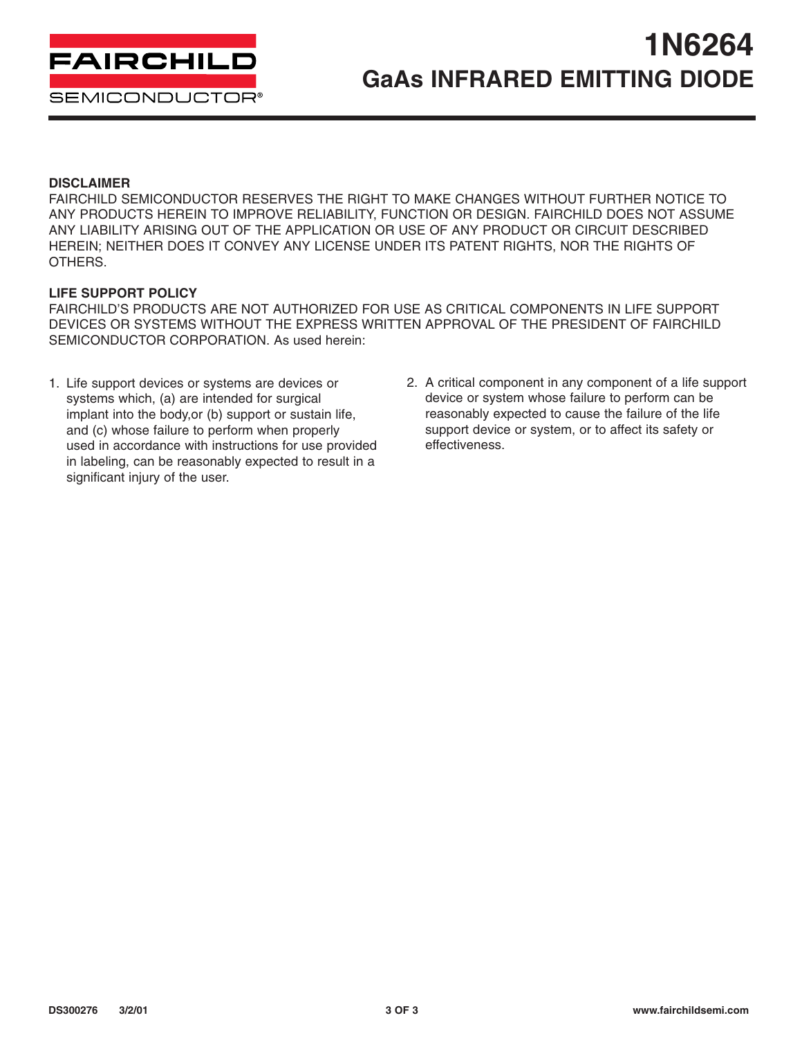# 1N6264

## GaAs INFRARED EMITTING DIODE

**DISCLAIMER**

FAIRCHILD SEMICONDUCTOR RESERVES THE RIGHT TO MAKE CHANGES WITHOUT FURTHER NOTICE TO ANY PRODUCTS HEREIN TO IMPROVE RELIABILITY, FUNCTION OR DESIGN. FAIRCHILD DOES NOT ASSUME ANY LIABILITY ARISING OUT OF THE APPLICATION OR USE OF ANY PRODUCT OR CIRCUIT DESCRIBED HEREIN; NEITHER DOES IT CONVEY ANY LICENSE UNDER ITS PATENT RIGHTS, NOR THE RIGHTS OF OTHERS.

**LIFE SUPPORT POLICY**

FAIRCHILD'S PRODUCTS ARE NOT AUTHORIZED FOR USE AS CRITICAL COMPONENTS IN LIFE SUPPORT DEVICES OR SYSTEMS WITHOUT THE EXPRESS WRITTEN APPROVAL OF THE PRESIDENT OF FAIRCHILD SEMICONDUCTOR CORPORATION. As used herein:

1. Life support devices or systems are devices or systems which, (a) are intended for surgical implant into the body,or (b) support or sustain life, and (c) whose failure to perform when properly used in accordance with instructions for use provided in labeling, can be reasonably expected to result in a significant injury of the user.
2. A critical component in any component of a life support device or system whose failure to perform can be reasonably expected to cause the failure of the life support device or system, or to affect its safety or effectiveness.